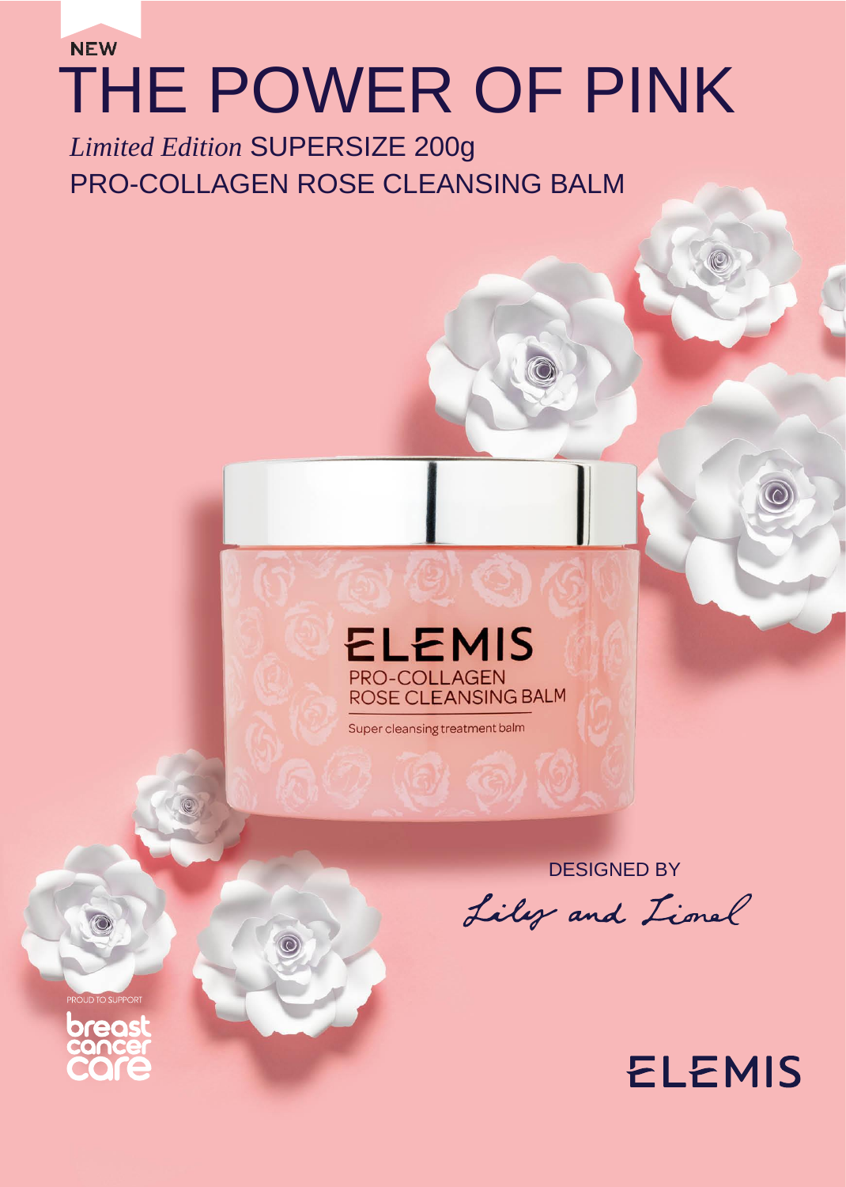NEW

# THE POWER OF PINK

*Limited Edition* SUPERSIZE 200g
PRO-COLLAGEN ROSE CLEANSING BALM

ELEMIS
PRO-COLLAGEN
ROSE CLEANSING BALM
Super cleansing treatment balm

DESIGNED BY
Lily and Lionel

PROUD TO SUPPORT
breast cancer care

ELEMIS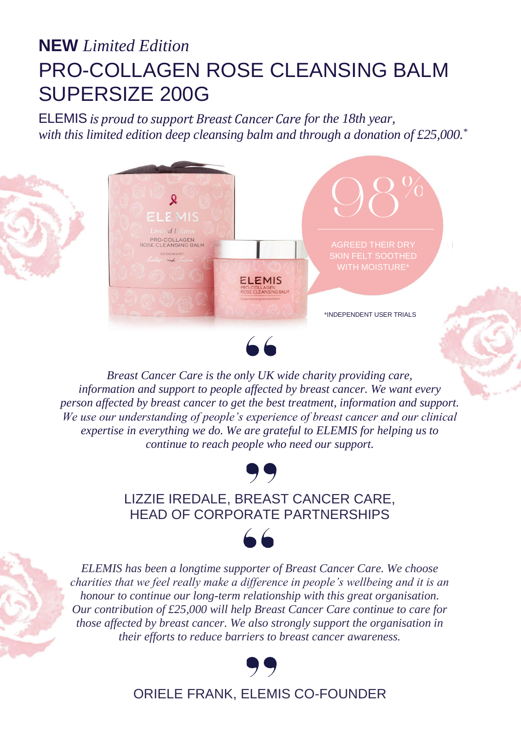**NEW** *Limited Edition*

# PRO-COLLAGEN ROSE CLEANSING BALM SUPERSIZE 200G

ELEMIS *is proud to support Breast Cancer Care for the 18th year, with this limited edition deep cleansing balm and through a donation of £25,000.**

98%

AGREED THEIR DRY SKIN FELT SOOTHED WITH MOISTURE*

*INDEPENDENT USER TRIALS

> *Breast Cancer Care is the only UK wide charity providing care, information and support to people affected by breast cancer. We want every person affected by breast cancer to get the best treatment, information and support. We use our understanding of people's experience of breast cancer and our clinical expertise in everything we do. We are grateful to ELEMIS for helping us to continue to reach people who need our support.*

LIZZIE IREDALE, BREAST CANCER CARE, HEAD OF CORPORATE PARTNERSHIPS

> *ELEMIS has been a longtime supporter of Breast Cancer Care. We choose charities that we feel really make a difference in people's wellbeing and it is an honour to continue our long-term relationship with this great organisation. Our contribution of £25,000 will help Breast Cancer Care continue to care for those affected by breast cancer. We also strongly support the organisation in their efforts to reduce barriers to breast cancer awareness.*

ORIELE FRANK, ELEMIS CO-FOUNDER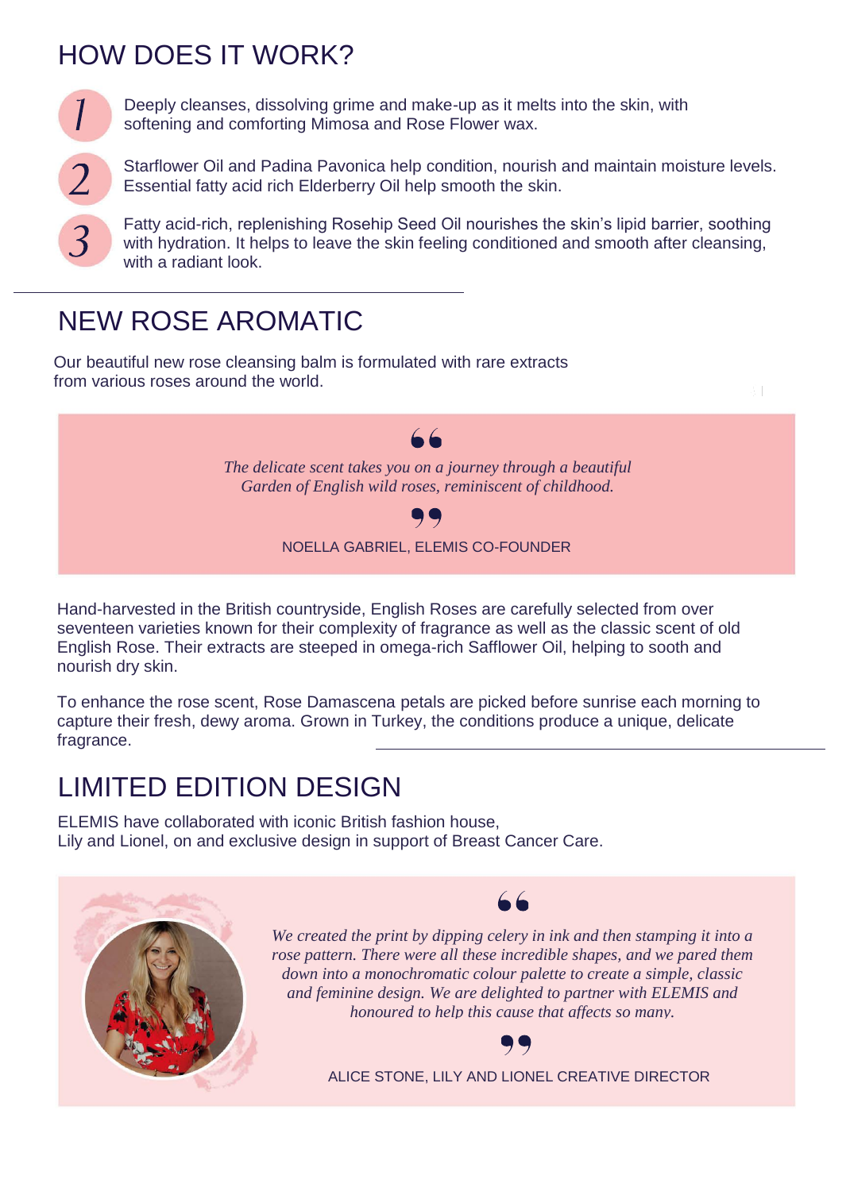## HOW DOES IT WORK?

1. Deeply cleanses, dissolving grime and make-up as it melts into the skin, with softening and comforting Mimosa and Rose Flower wax.
2. Starflower Oil and Padina Pavonica help condition, nourish and maintain moisture levels. Essential fatty acid rich Elderberry Oil help smooth the skin.
3. Fatty acid-rich, replenishing Rosehip Seed Oil nourishes the skin's lipid barrier, soothing with hydration. It helps to leave the skin feeling conditioned and smooth after cleansing, with a radiant look.

## NEW ROSE AROMATIC

Our beautiful new rose cleansing balm is formulated with rare extracts from various roses around the world.

> *The delicate scent takes you on a journey through a beautiful Garden of English wild roses, reminiscent of childhood.*
>
> NOELLA GABRIEL, ELEMIS CO-FOUNDER

Hand-harvested in the British countryside, English Roses are carefully selected from over seventeen varieties known for their complexity of fragrance as well as the classic scent of old English Rose. Their extracts are steeped in omega-rich Safflower Oil, helping to sooth and nourish dry skin.

To enhance the rose scent, Rose Damascena petals are picked before sunrise each morning to capture their fresh, dewy aroma. Grown in Turkey, the conditions produce a unique, delicate fragrance.

## LIMITED EDITION DESIGN

ELEMIS have collaborated with iconic British fashion house, Lily and Lionel, on and exclusive design in support of Breast Cancer Care.

> *We created the print by dipping celery in ink and then stamping it into a rose pattern. There were all these incredible shapes, and we pared them down into a monochromatic colour palette to create a simple, classic and feminine design. We are delighted to partner with ELEMIS and honoured to help this cause that affects so many.*
>
> ALICE STONE, LILY AND LIONEL CREATIVE DIRECTOR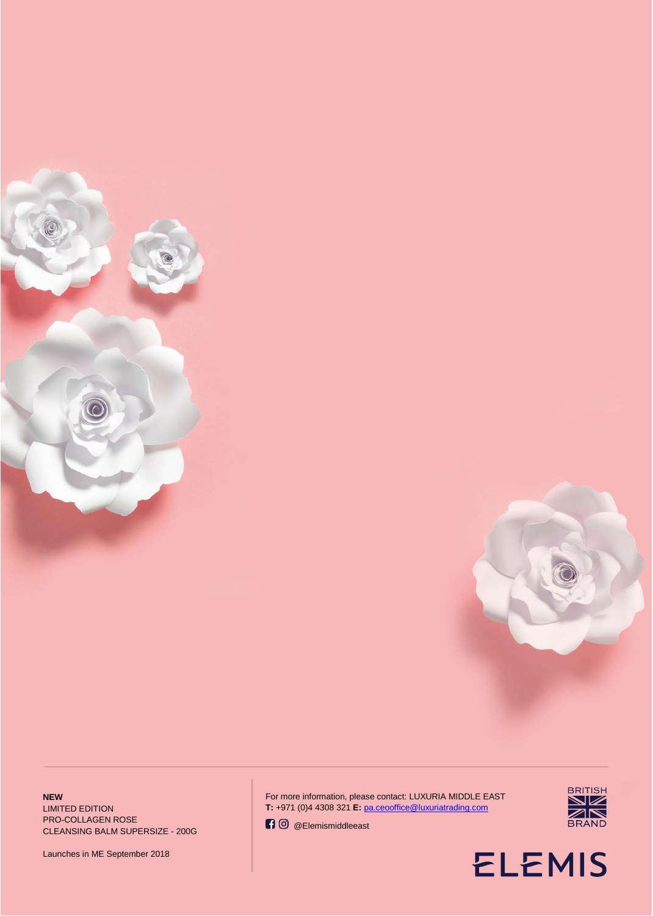**NEW**
LIMITED EDITION
PRO-COLLAGEN ROSE
CLEANSING BALM SUPERSIZE - 200G

Launches in ME September 2018

For more information, please contact: LUXURIA MIDDLE EAST
**T:** +971 (0)4 4308 321 **E:** pa.ceooffice@luxuriatrading.com

@Elemismiddleeast

BRITISH BRAND

ELEMIS